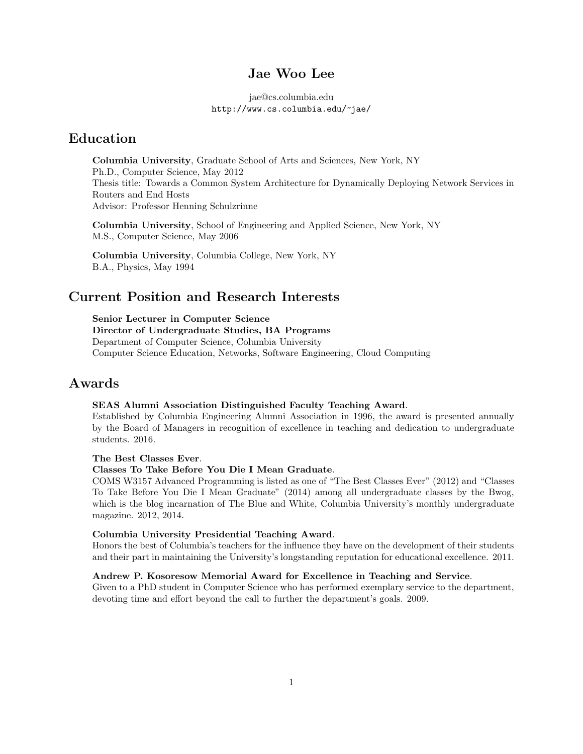# Jae Woo Lee

jae@cs.columbia.edu
http://www.cs.columbia.edu/~jae/

## Education

**Columbia University**, Graduate School of Arts and Sciences, New York, NY
Ph.D., Computer Science, May 2012
Thesis title: Towards a Common System Architecture for Dynamically Deploying Network Services in Routers and End Hosts
Advisor: Professor Henning Schulzrinne

**Columbia University**, School of Engineering and Applied Science, New York, NY
M.S., Computer Science, May 2006

**Columbia University**, Columbia College, New York, NY
B.A., Physics, May 1994

## Current Position and Research Interests

**Senior Lecturer in Computer Science**
**Director of Undergraduate Studies, BA Programs**
Department of Computer Science, Columbia University
Computer Science Education, Networks, Software Engineering, Cloud Computing

## Awards

**SEAS Alumni Association Distinguished Faculty Teaching Award**.
Established by Columbia Engineering Alumni Association in 1996, the award is presented annually by the Board of Managers in recognition of excellence in teaching and dedication to undergraduate students. 2016.

**The Best Classes Ever**.
**Classes To Take Before You Die I Mean Graduate**.
COMS W3157 Advanced Programming is listed as one of "The Best Classes Ever" (2012) and "Classes To Take Before You Die I Mean Graduate" (2014) among all undergraduate classes by the Bwog, which is the blog incarnation of The Blue and White, Columbia University's monthly undergraduate magazine. 2012, 2014.

**Columbia University Presidential Teaching Award**.
Honors the best of Columbia's teachers for the influence they have on the development of their students and their part in maintaining the University's longstanding reputation for educational excellence. 2011.

**Andrew P. Kosoresow Memorial Award for Excellence in Teaching and Service**.
Given to a PhD student in Computer Science who has performed exemplary service to the department, devoting time and effort beyond the call to further the department's goals. 2009.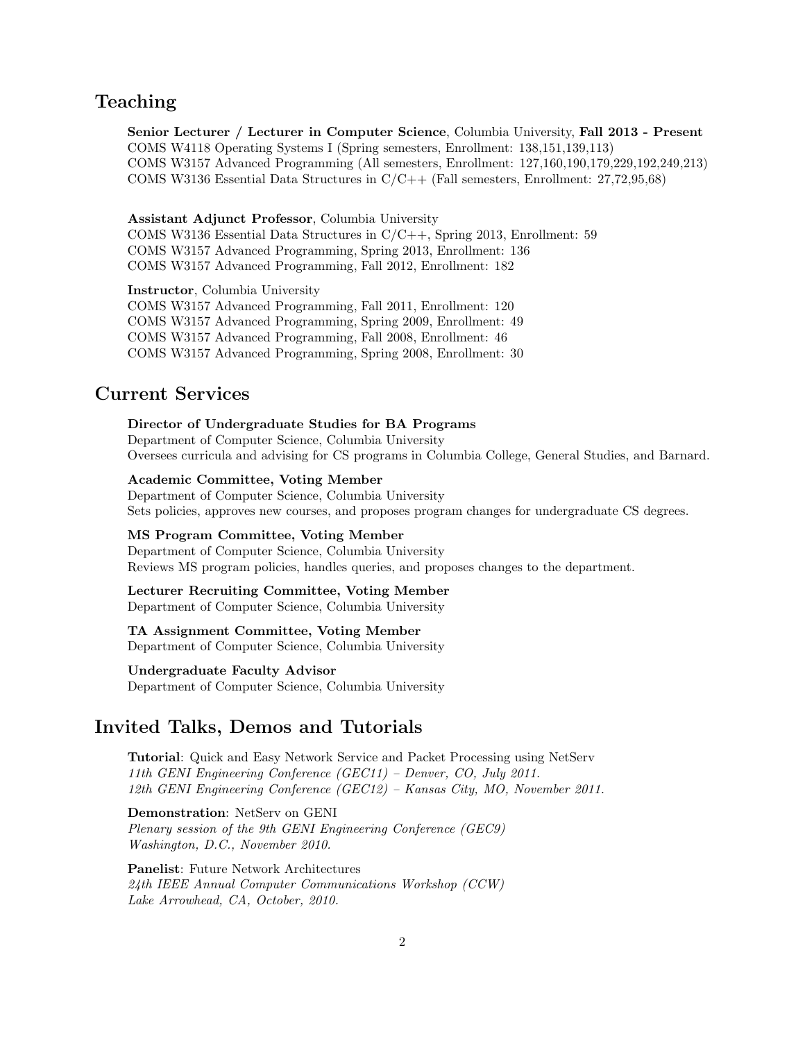## Teaching

**Senior Lecturer / Lecturer in Computer Science**, Columbia University, **Fall 2013 - Present**
COMS W4118 Operating Systems I (Spring semesters, Enrollment: 138,151,139,113)
COMS W3157 Advanced Programming (All semesters, Enrollment: 127,160,190,179,229,192,249,213)
COMS W3136 Essential Data Structures in C/C++ (Fall semesters, Enrollment: 27,72,95,68)

**Assistant Adjunct Professor**, Columbia University
COMS W3136 Essential Data Structures in C/C++, Spring 2013, Enrollment: 59
COMS W3157 Advanced Programming, Spring 2013, Enrollment: 136
COMS W3157 Advanced Programming, Fall 2012, Enrollment: 182

**Instructor**, Columbia University
COMS W3157 Advanced Programming, Fall 2011, Enrollment: 120
COMS W3157 Advanced Programming, Spring 2009, Enrollment: 49
COMS W3157 Advanced Programming, Fall 2008, Enrollment: 46
COMS W3157 Advanced Programming, Spring 2008, Enrollment: 30

## Current Services

**Director of Undergraduate Studies for BA Programs**
Department of Computer Science, Columbia University
Oversees curricula and advising for CS programs in Columbia College, General Studies, and Barnard.

**Academic Committee, Voting Member**
Department of Computer Science, Columbia University
Sets policies, approves new courses, and proposes program changes for undergraduate CS degrees.

**MS Program Committee, Voting Member**
Department of Computer Science, Columbia University
Reviews MS program policies, handles queries, and proposes changes to the department.

**Lecturer Recruiting Committee, Voting Member**
Department of Computer Science, Columbia University

**TA Assignment Committee, Voting Member**
Department of Computer Science, Columbia University

**Undergraduate Faculty Advisor**
Department of Computer Science, Columbia University

## Invited Talks, Demos and Tutorials

**Tutorial**: Quick and Easy Network Service and Packet Processing using NetServ
*11th GENI Engineering Conference (GEC11) – Denver, CO, July 2011.*
*12th GENI Engineering Conference (GEC12) – Kansas City, MO, November 2011.*

**Demonstration**: NetServ on GENI
*Plenary session of the 9th GENI Engineering Conference (GEC9)*
*Washington, D.C., November 2010.*

**Panelist**: Future Network Architectures
*24th IEEE Annual Computer Communications Workshop (CCW)*
*Lake Arrowhead, CA, October, 2010.*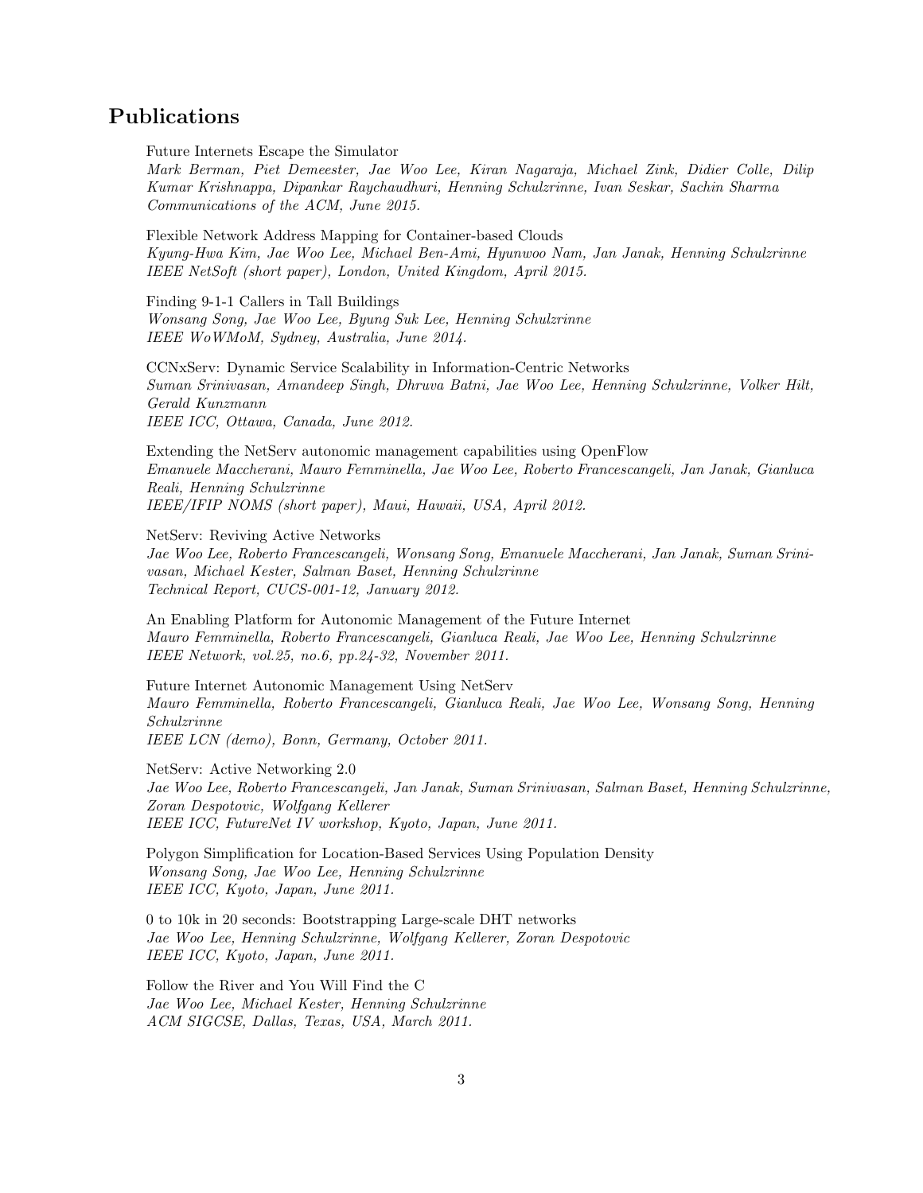## Publications

Future Internets Escape the Simulator
*Mark Berman, Piet Demeester, Jae Woo Lee, Kiran Nagaraja, Michael Zink, Didier Colle, Dilip Kumar Krishnappa, Dipankar Raychaudhuri, Henning Schulzrinne, Ivan Seskar, Sachin Sharma*
*Communications of the ACM, June 2015.*

Flexible Network Address Mapping for Container-based Clouds
*Kyung-Hwa Kim, Jae Woo Lee, Michael Ben-Ami, Hyunwoo Nam, Jan Janak, Henning Schulzrinne*
*IEEE NetSoft (short paper), London, United Kingdom, April 2015.*

Finding 9-1-1 Callers in Tall Buildings
*Wonsang Song, Jae Woo Lee, Byung Suk Lee, Henning Schulzrinne*
*IEEE WoWMoM, Sydney, Australia, June 2014.*

CCNxServ: Dynamic Service Scalability in Information-Centric Networks
*Suman Srinivasan, Amandeep Singh, Dhruva Batni, Jae Woo Lee, Henning Schulzrinne, Volker Hilt, Gerald Kunzmann*
*IEEE ICC, Ottawa, Canada, June 2012.*

Extending the NetServ autonomic management capabilities using OpenFlow
*Emanuele Maccherani, Mauro Femminella, Jae Woo Lee, Roberto Francescangeli, Jan Janak, Gianluca Reali, Henning Schulzrinne*
*IEEE/IFIP NOMS (short paper), Maui, Hawaii, USA, April 2012.*

NetServ: Reviving Active Networks
*Jae Woo Lee, Roberto Francescangeli, Wonsang Song, Emanuele Maccherani, Jan Janak, Suman Srinivasan, Michael Kester, Salman Baset, Henning Schulzrinne*
*Technical Report, CUCS-001-12, January 2012.*

An Enabling Platform for Autonomic Management of the Future Internet
*Mauro Femminella, Roberto Francescangeli, Gianluca Reali, Jae Woo Lee, Henning Schulzrinne*
*IEEE Network, vol.25, no.6, pp.24-32, November 2011.*

Future Internet Autonomic Management Using NetServ
*Mauro Femminella, Roberto Francescangeli, Gianluca Reali, Jae Woo Lee, Wonsang Song, Henning Schulzrinne*
*IEEE LCN (demo), Bonn, Germany, October 2011.*

NetServ: Active Networking 2.0
*Jae Woo Lee, Roberto Francescangeli, Jan Janak, Suman Srinivasan, Salman Baset, Henning Schulzrinne, Zoran Despotovic, Wolfgang Kellerer*
*IEEE ICC, FutureNet IV workshop, Kyoto, Japan, June 2011.*

Polygon Simplification for Location-Based Services Using Population Density
*Wonsang Song, Jae Woo Lee, Henning Schulzrinne*
*IEEE ICC, Kyoto, Japan, June 2011.*

0 to 10k in 20 seconds: Bootstrapping Large-scale DHT networks
*Jae Woo Lee, Henning Schulzrinne, Wolfgang Kellerer, Zoran Despotovic*
*IEEE ICC, Kyoto, Japan, June 2011.*

Follow the River and You Will Find the C
*Jae Woo Lee, Michael Kester, Henning Schulzrinne*
*ACM SIGCSE, Dallas, Texas, USA, March 2011.*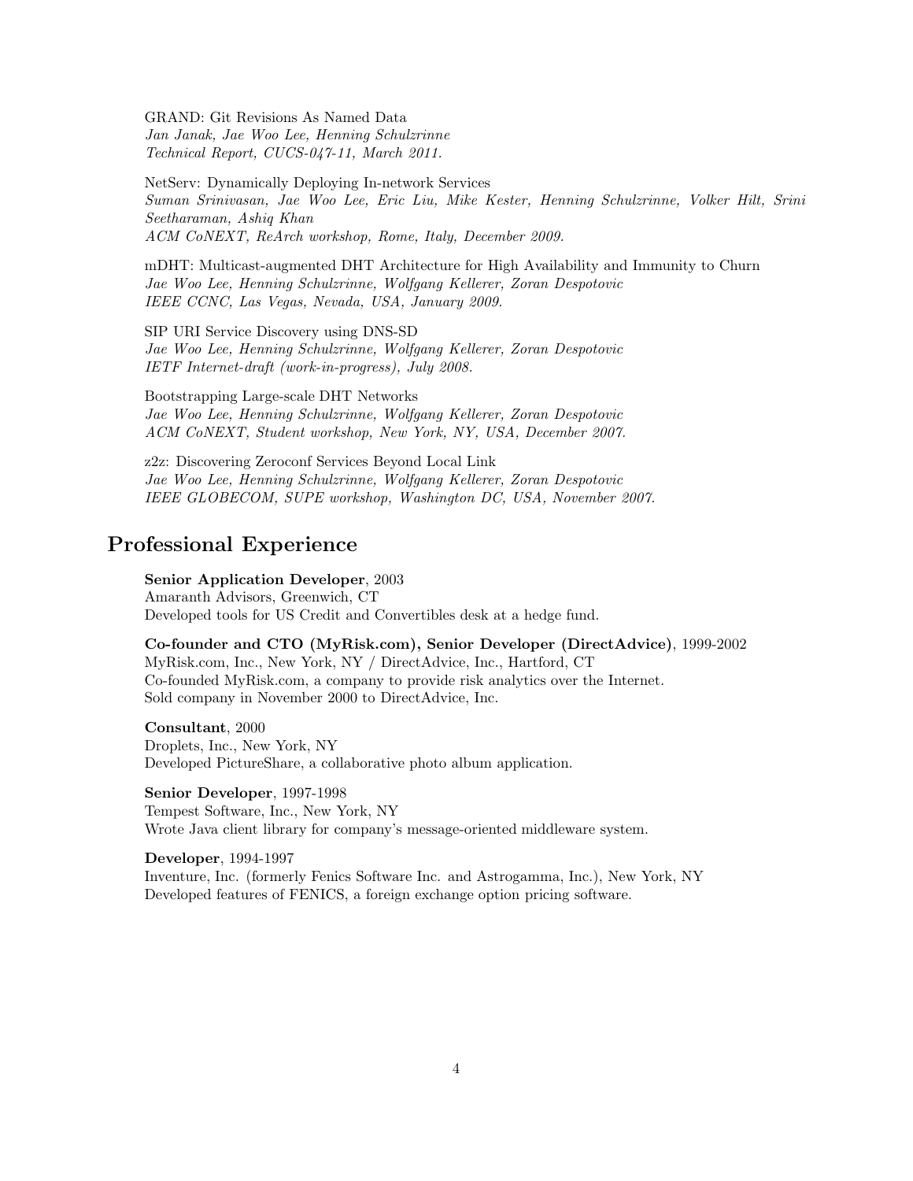GRAND: Git Revisions As Named Data
*Jan Janak, Jae Woo Lee, Henning Schulzrinne*
*Technical Report, CUCS-047-11, March 2011.*

NetServ: Dynamically Deploying In-network Services
*Suman Srinivasan, Jae Woo Lee, Eric Liu, Mike Kester, Henning Schulzrinne, Volker Hilt, Srini Seetharaman, Ashiq Khan*
*ACM CoNEXT, ReArch workshop, Rome, Italy, December 2009.*

mDHT: Multicast-augmented DHT Architecture for High Availability and Immunity to Churn
*Jae Woo Lee, Henning Schulzrinne, Wolfgang Kellerer, Zoran Despotovic*
*IEEE CCNC, Las Vegas, Nevada, USA, January 2009.*

SIP URI Service Discovery using DNS-SD
*Jae Woo Lee, Henning Schulzrinne, Wolfgang Kellerer, Zoran Despotovic*
*IETF Internet-draft (work-in-progress), July 2008.*

Bootstrapping Large-scale DHT Networks
*Jae Woo Lee, Henning Schulzrinne, Wolfgang Kellerer, Zoran Despotovic*
*ACM CoNEXT, Student workshop, New York, NY, USA, December 2007.*

z2z: Discovering Zeroconf Services Beyond Local Link
*Jae Woo Lee, Henning Schulzrinne, Wolfgang Kellerer, Zoran Despotovic*
*IEEE GLOBECOM, SUPE workshop, Washington DC, USA, November 2007.*

## Professional Experience

**Senior Application Developer**, 2003
Amaranth Advisors, Greenwich, CT
Developed tools for US Credit and Convertibles desk at a hedge fund.

**Co-founder and CTO (MyRisk.com), Senior Developer (DirectAdvice)**, 1999-2002
MyRisk.com, Inc., New York, NY / DirectAdvice, Inc., Hartford, CT
Co-founded MyRisk.com, a company to provide risk analytics over the Internet.
Sold company in November 2000 to DirectAdvice, Inc.

**Consultant**, 2000
Droplets, Inc., New York, NY
Developed PictureShare, a collaborative photo album application.

**Senior Developer**, 1997-1998
Tempest Software, Inc., New York, NY
Wrote Java client library for company's message-oriented middleware system.

**Developer**, 1994-1997
Inventure, Inc. (formerly Fenics Software Inc. and Astrogamma, Inc.), New York, NY
Developed features of FENICS, a foreign exchange option pricing software.